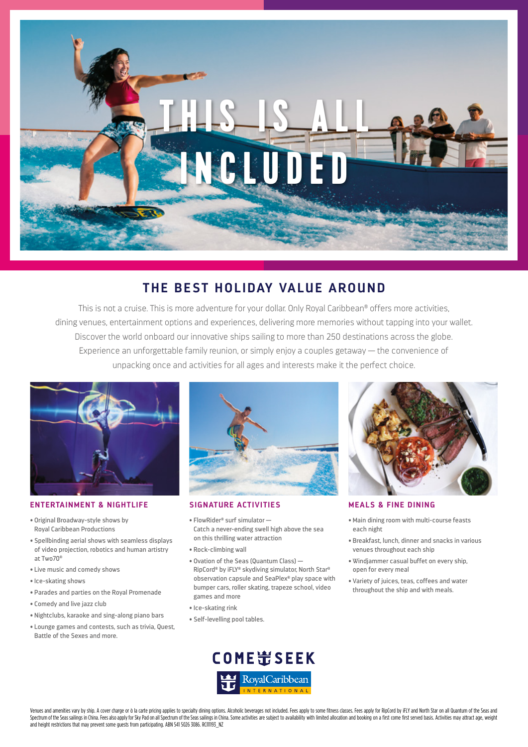# THIS IS ALL INCLUDED

## THE BEST HOLIDAY VALUE AROUND

This is not a cruise. This is more adventure for your dollar. Only Royal Caribbean® offers more activities, dining venues, entertainment options and experiences, delivering more memories without tapping into your wallet. Discover the world onboard our innovative ships sailing to more than 250 destinations across the globe. Experience an unforgettable family reunion, or simply enjoy a couples getaway — the convenience of unpacking once and activities for all ages and interests make it the perfect choice.

### ENTERTAINMENT & NIGHTLIFE

- Original Broadway-style shows by Royal Caribbean Productions
- Spellbinding aerial shows with seamless displays of video projection, robotics and human artistry at Two70®
- Live music and comedy shows
- Ice-skating shows
- Parades and parties on the Royal Promenade
- Comedy and live jazz club
- Nightclubs, karaoke and sing-along piano bars
- Lounge games and contests, such as trivia, Quest, Battle of the Sexes and more.

### SIGNATURE ACTIVITIES

- FlowRider® surf simulator — Catch a never-ending swell high above the sea on this thrilling water attraction
- Rock-climbing wall
- Ovation of the Seas (Quantum Class) — RipCord® by iFLY® skydiving simulator, North Star® observation capsule and SeaPlex® play space with bumper cars, roller skating, trapeze school, video games and more
- Ice-skating rink
- Self-levelling pool tables.

### MEALS & FINE DINING

- Main dining room with multi-course feasts each night
- Breakfast, lunch, dinner and snacks in various venues throughout each ship
- Windjammer casual buffet on every ship, open for every meal
- Variety of juices, teas, coffees and water throughout the ship and with meals.

COME SEEK

Royal Caribbean INTERNATIONAL

Venues and amenities vary by ship. A cover charge or à la carte pricing applies to specialty dining options. Alcoholic beverages not included. Fees apply to some fitness classes. Fees apply for RipCord by iFLY and North Star on all Quantum of the Seas and Spectrum of the Seas sailings in China. Fees also apply for Sky Pad on all Spectrum of the Seas sailings in China. Some activities are subject to availability with limited allocation and booking on a first come first served basis. Activities may attract age, weight and height restrictions that may prevent some guests from participating. ABN 541 5026 3086. RCI11193_NZ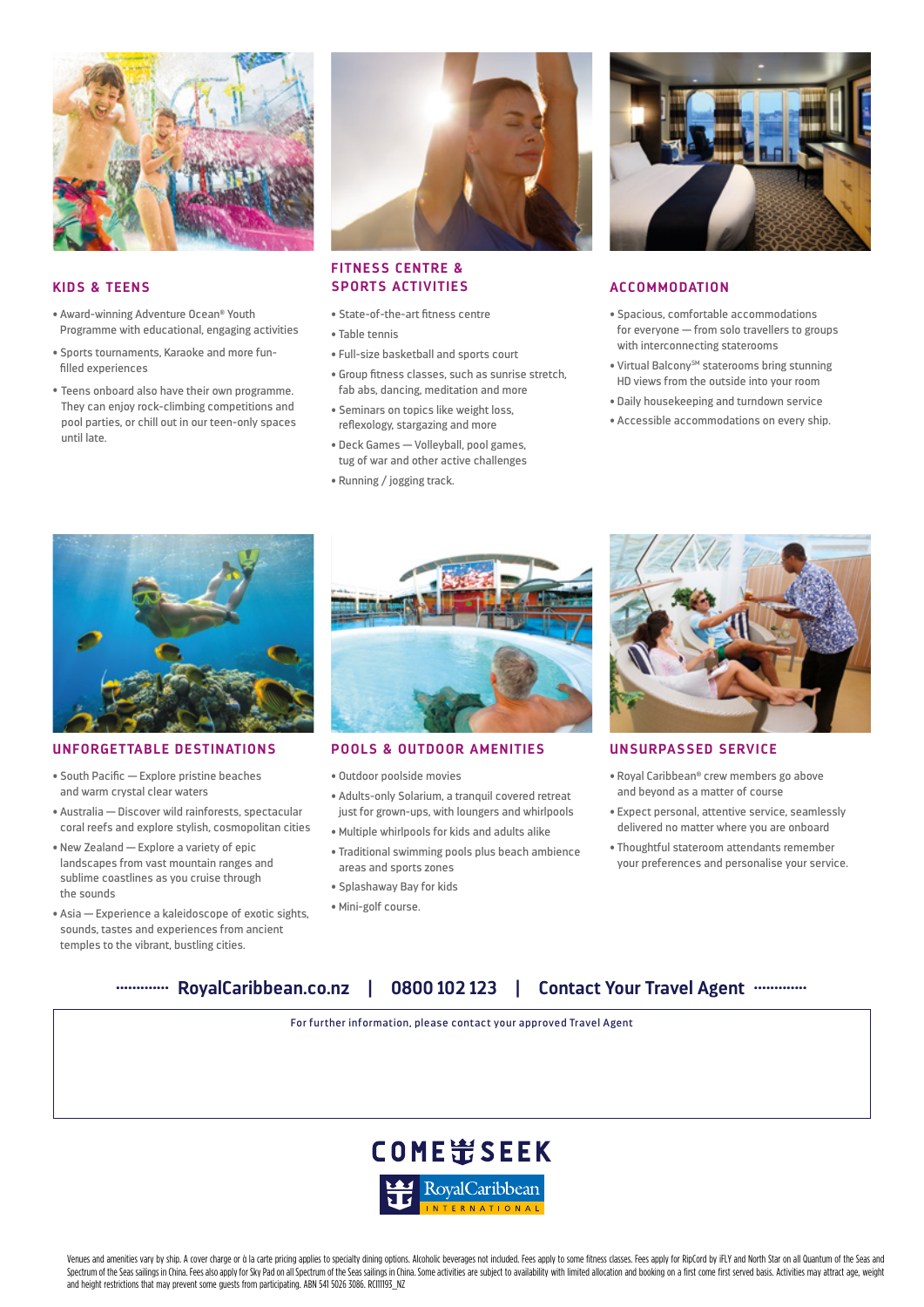## KIDS & TEENS

- Award-winning Adventure Ocean® Youth Programme with educational, engaging activities
- Sports tournaments, Karaoke and more fun-filled experiences
- Teens onboard also have their own programme. They can enjoy rock-climbing competitions and pool parties, or chill out in our teen-only spaces until late.

## FITNESS CENTRE & SPORTS ACTIVITIES

- State-of-the-art fitness centre
- Table tennis
- Full-size basketball and sports court
- Group fitness classes, such as sunrise stretch, fab abs, dancing, meditation and more
- Seminars on topics like weight loss, reflexology, stargazing and more
- Deck Games — Volleyball, pool games, tug of war and other active challenges
- Running / jogging track.

## ACCOMMODATION

- Spacious, comfortable accommodations for everyone — from solo travellers to groups with interconnecting staterooms
- Virtual Balcony℠ staterooms bring stunning HD views from the outside into your room
- Daily housekeeping and turndown service
- Accessible accommodations on every ship.

## UNFORGETTABLE DESTINATIONS

- South Pacific — Explore pristine beaches and warm crystal clear waters
- Australia — Discover wild rainforests, spectacular coral reefs and explore stylish, cosmopolitan cities
- New Zealand — Explore a variety of epic landscapes from vast mountain ranges and sublime coastlines as you cruise through the sounds
- Asia — Experience a kaleidoscope of exotic sights, sounds, tastes and experiences from ancient temples to the vibrant, bustling cities.

## POOLS & OUTDOOR AMENITIES

- Outdoor poolside movies
- Adults-only Solarium, a tranquil covered retreat just for grown-ups, with loungers and whirlpools
- Multiple whirlpools for kids and adults alike
- Traditional swimming pools plus beach ambience areas and sports zones
- Splashaway Bay for kids
- Mini-golf course.

## UNSURPASSED SERVICE

- Royal Caribbean® crew members go above and beyond as a matter of course
- Expect personal, attentive service, seamlessly delivered no matter where you are onboard
- Thoughtful stateroom attendants remember your preferences and personalise your service.

**RoyalCaribbean.co.nz | 0800 102 123 | Contact Your Travel Agent**

For further information, please contact your approved Travel Agent

COME SEEK

Royal Caribbean INTERNATIONAL

Venues and amenities vary by ship. A cover charge or à la carte pricing applies to specialty dining options. Alcoholic beverages not included. Fees apply to some fitness classes. Fees apply for RipCord by iFLY and North Star on all Quantum of the Seas and Spectrum of the Seas sailings in China. Fees also apply for Sky Pad on all Spectrum of the Seas sailings in China. Some activities are subject to availability with limited allocation and booking on a first come first served basis. Activities may attract age, weight and height restrictions that may prevent some guests from participating. ABN 541 5026 3086. RCI1193_NZ